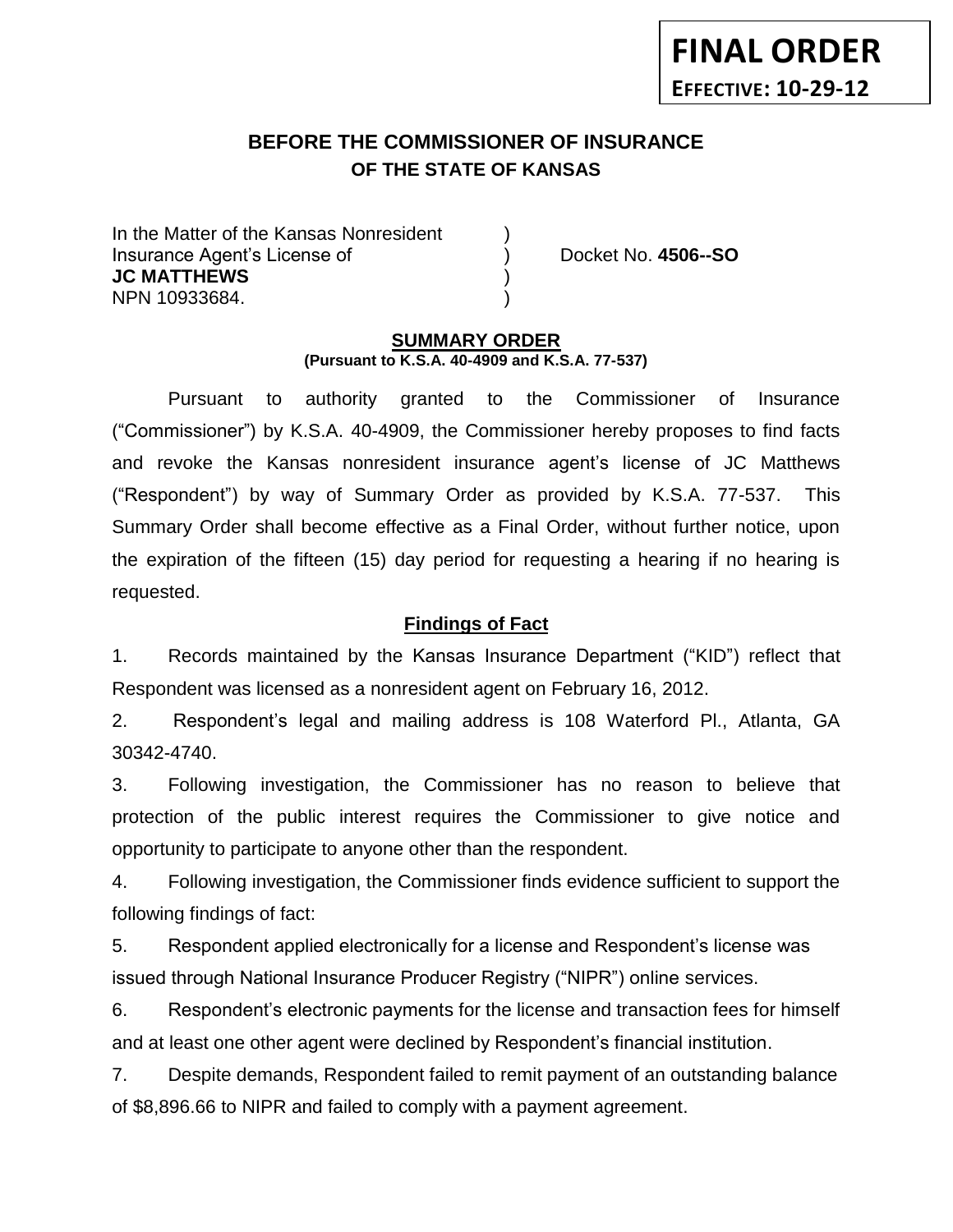**FINAL ORDER**
**EFFECTIVE: 10-29-12**

# BEFORE THE COMMISSIONER OF INSURANCE
## OF THE STATE OF KANSAS

In the Matter of the Kansas Nonresident )
Insurance Agent's License of ) Docket No. **4506--SO**
**JC MATTHEWS** )
NPN 10933684. )

### SUMMARY ORDER
**(Pursuant to K.S.A. 40-4909 and K.S.A. 77-537)**

Pursuant to authority granted to the Commissioner of Insurance ("Commissioner") by K.S.A. 40-4909, the Commissioner hereby proposes to find facts and revoke the Kansas nonresident insurance agent's license of JC Matthews ("Respondent") by way of Summary Order as provided by K.S.A. 77-537. This Summary Order shall become effective as a Final Order, without further notice, upon the expiration of the fifteen (15) day period for requesting a hearing if no hearing is requested.

### Findings of Fact

1. Records maintained by the Kansas Insurance Department ("KID") reflect that Respondent was licensed as a nonresident agent on February 16, 2012.

2. Respondent's legal and mailing address is 108 Waterford Pl., Atlanta, GA 30342-4740.

3. Following investigation, the Commissioner has no reason to believe that protection of the public interest requires the Commissioner to give notice and opportunity to participate to anyone other than the respondent.

4. Following investigation, the Commissioner finds evidence sufficient to support the following findings of fact:

5. Respondent applied electronically for a license and Respondent's license was issued through National Insurance Producer Registry ("NIPR") online services.

6. Respondent's electronic payments for the license and transaction fees for himself and at least one other agent were declined by Respondent's financial institution.

7. Despite demands, Respondent failed to remit payment of an outstanding balance of $8,896.66 to NIPR and failed to comply with a payment agreement.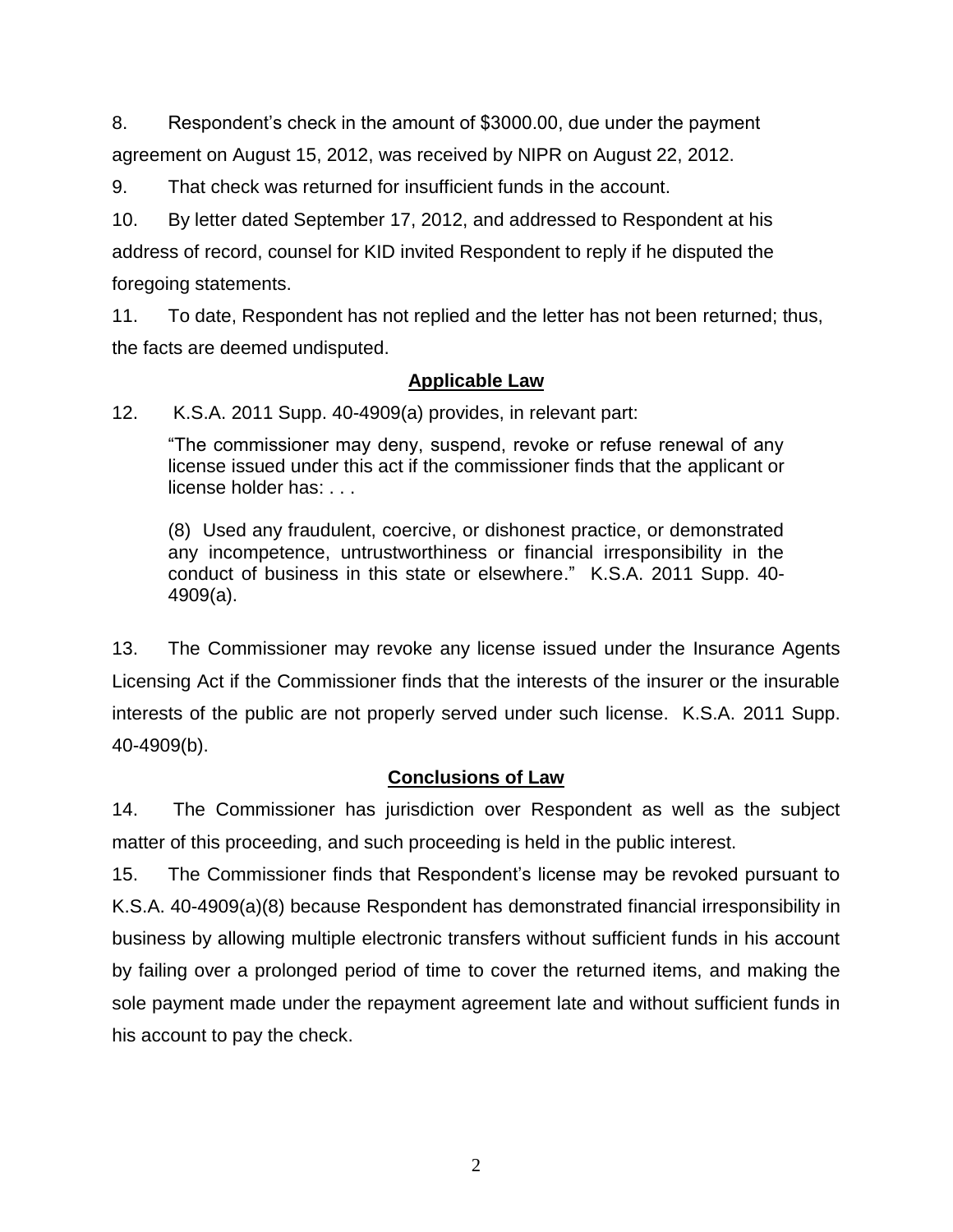8. Respondent's check in the amount of $3000.00, due under the payment agreement on August 15, 2012, was received by NIPR on August 22, 2012.

9. That check was returned for insufficient funds in the account.

10. By letter dated September 17, 2012, and addressed to Respondent at his address of record, counsel for KID invited Respondent to reply if he disputed the foregoing statements.

11. To date, Respondent has not replied and the letter has not been returned; thus, the facts are deemed undisputed.

## Applicable Law

12. K.S.A. 2011 Supp. 40-4909(a) provides, in relevant part:

> "The commissioner may deny, suspend, revoke or refuse renewal of any license issued under this act if the commissioner finds that the applicant or license holder has: . . .
>
> (8) Used any fraudulent, coercive, or dishonest practice, or demonstrated any incompetence, untrustworthiness or financial irresponsibility in the conduct of business in this state or elsewhere." K.S.A. 2011 Supp. 40-4909(a).

13. The Commissioner may revoke any license issued under the Insurance Agents Licensing Act if the Commissioner finds that the interests of the insurer or the insurable interests of the public are not properly served under such license. K.S.A. 2011 Supp. 40-4909(b).

## Conclusions of Law

14. The Commissioner has jurisdiction over Respondent as well as the subject matter of this proceeding, and such proceeding is held in the public interest.

15. The Commissioner finds that Respondent's license may be revoked pursuant to K.S.A. 40-4909(a)(8) because Respondent has demonstrated financial irresponsibility in business by allowing multiple electronic transfers without sufficient funds in his account by failing over a prolonged period of time to cover the returned items, and making the sole payment made under the repayment agreement late and without sufficient funds in his account to pay the check.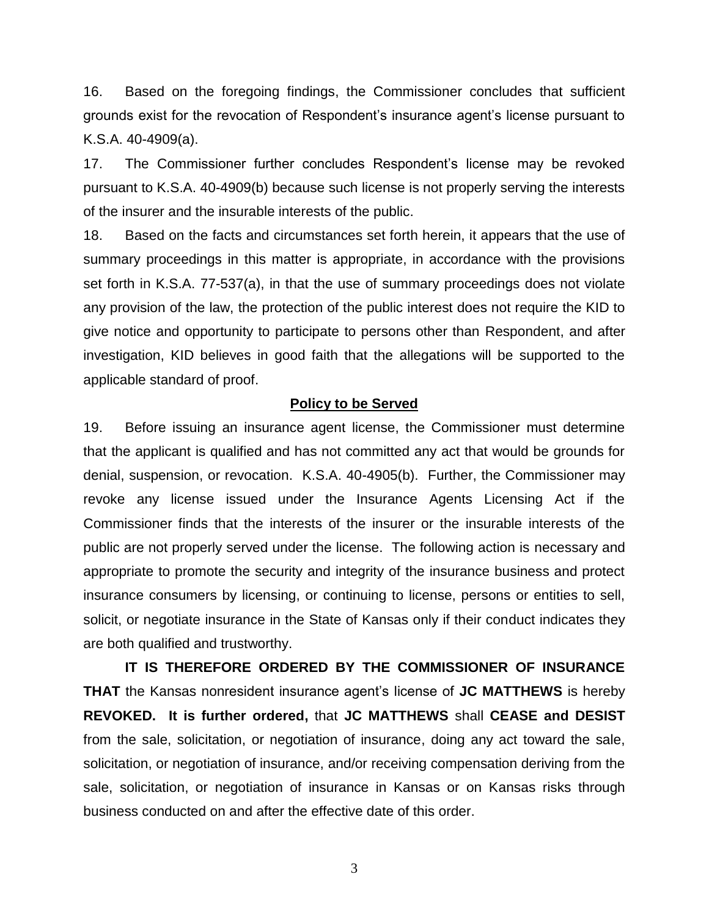16. Based on the foregoing findings, the Commissioner concludes that sufficient grounds exist for the revocation of Respondent's insurance agent's license pursuant to K.S.A. 40-4909(a).

17. The Commissioner further concludes Respondent's license may be revoked pursuant to K.S.A. 40-4909(b) because such license is not properly serving the interests of the insurer and the insurable interests of the public.

18. Based on the facts and circumstances set forth herein, it appears that the use of summary proceedings in this matter is appropriate, in accordance with the provisions set forth in K.S.A. 77-537(a), in that the use of summary proceedings does not violate any provision of the law, the protection of the public interest does not require the KID to give notice and opportunity to participate to persons other than Respondent, and after investigation, KID believes in good faith that the allegations will be supported to the applicable standard of proof.

## Policy to be Served

19. Before issuing an insurance agent license, the Commissioner must determine that the applicant is qualified and has not committed any act that would be grounds for denial, suspension, or revocation. K.S.A. 40-4905(b). Further, the Commissioner may revoke any license issued under the Insurance Agents Licensing Act if the Commissioner finds that the interests of the insurer or the insurable interests of the public are not properly served under the license. The following action is necessary and appropriate to promote the security and integrity of the insurance business and protect insurance consumers by licensing, or continuing to license, persons or entities to sell, solicit, or negotiate insurance in the State of Kansas only if their conduct indicates they are both qualified and trustworthy.

**IT IS THEREFORE ORDERED BY THE COMMISSIONER OF INSURANCE THAT** the Kansas nonresident insurance agent's license of **JC MATTHEWS** is hereby **REVOKED. It is further ordered,** that **JC MATTHEWS** shall **CEASE and DESIST** from the sale, solicitation, or negotiation of insurance, doing any act toward the sale, solicitation, or negotiation of insurance, and/or receiving compensation deriving from the sale, solicitation, or negotiation of insurance in Kansas or on Kansas risks through business conducted on and after the effective date of this order.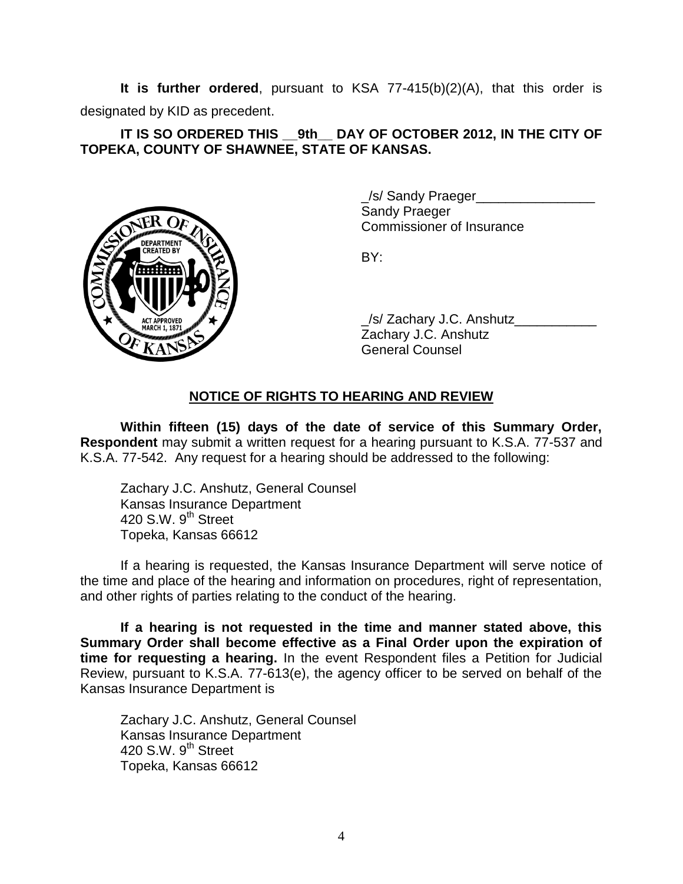**It is further ordered**, pursuant to KSA 77-415(b)(2)(A), that this order is designated by KID as precedent.

**IT IS SO ORDERED THIS __9th__ DAY OF OCTOBER 2012, IN THE CITY OF TOPEKA, COUNTY OF SHAWNEE, STATE OF KANSAS.**

_/s/ Sandy Praeger________________
Sandy Praeger
Commissioner of Insurance

BY:

_/s/ Zachary J.C. Anshutz___________
Zachary J.C. Anshutz
General Counsel

## NOTICE OF RIGHTS TO HEARING AND REVIEW

**Within fifteen (15) days of the date of service of this Summary Order, Respondent** may submit a written request for a hearing pursuant to K.S.A. 77-537 and K.S.A. 77-542. Any request for a hearing should be addressed to the following:

Zachary J.C. Anshutz, General Counsel
Kansas Insurance Department
420 S.W. 9th Street
Topeka, Kansas 66612

If a hearing is requested, the Kansas Insurance Department will serve notice of the time and place of the hearing and information on procedures, right of representation, and other rights of parties relating to the conduct of the hearing.

**If a hearing is not requested in the time and manner stated above, this Summary Order shall become effective as a Final Order upon the expiration of time for requesting a hearing.** In the event Respondent files a Petition for Judicial Review, pursuant to K.S.A. 77-613(e), the agency officer to be served on behalf of the Kansas Insurance Department is

Zachary J.C. Anshutz, General Counsel
Kansas Insurance Department
420 S.W. 9th Street
Topeka, Kansas 66612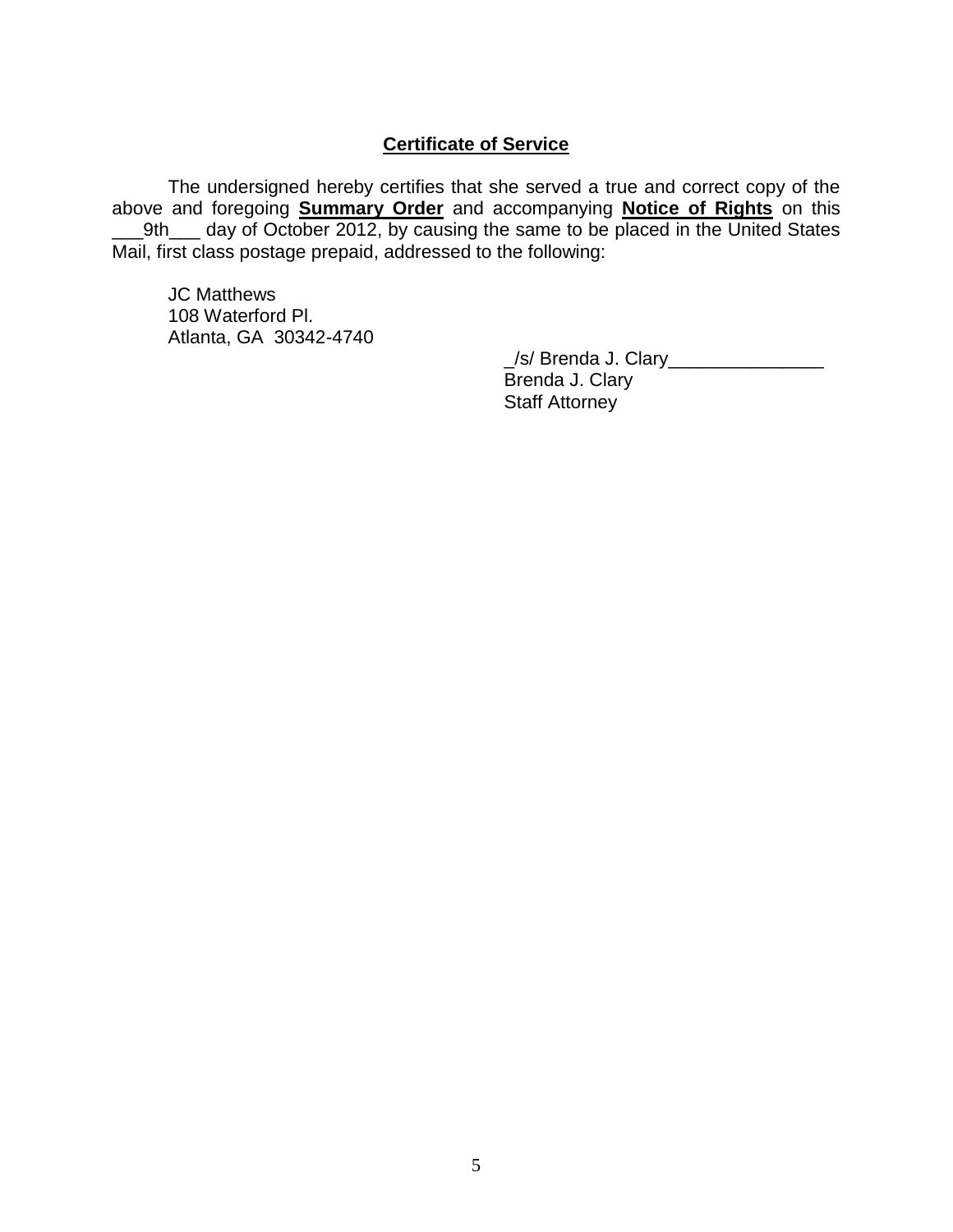**Certificate of Service**

The undersigned hereby certifies that she served a true and correct copy of the above and foregoing **Summary Order** and accompanying **Notice of Rights** on this \_\_\_9th\_\_\_ day of October 2012, by causing the same to be placed in the United States Mail, first class postage prepaid, addressed to the following:

JC Matthews
108 Waterford Pl.
Atlanta, GA 30342-4740

_/s/ Brenda J. Clary_______________
Brenda J. Clary
Staff Attorney